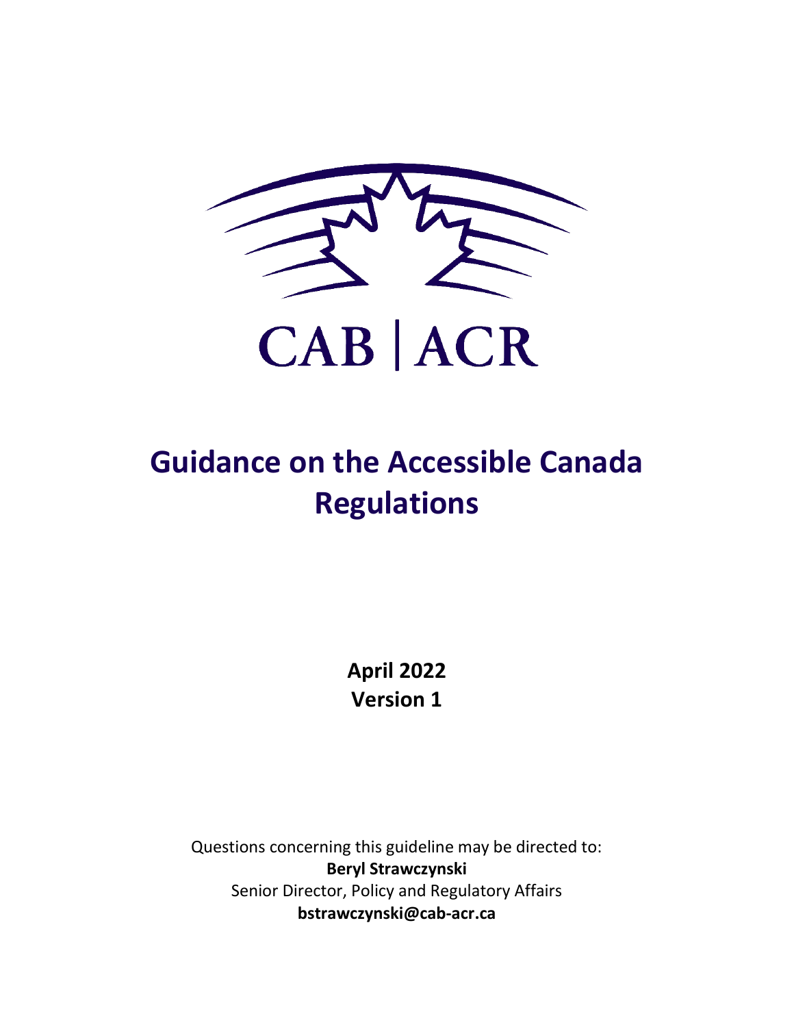CAB | ACR

# Guidance on the Accessible Canada Regulations

**April 2022**
**Version 1**

Questions concerning this guideline may be directed to:
**Beryl Strawczynski**
Senior Director, Policy and Regulatory Affairs
**bstrawczynski@cab-acr.ca**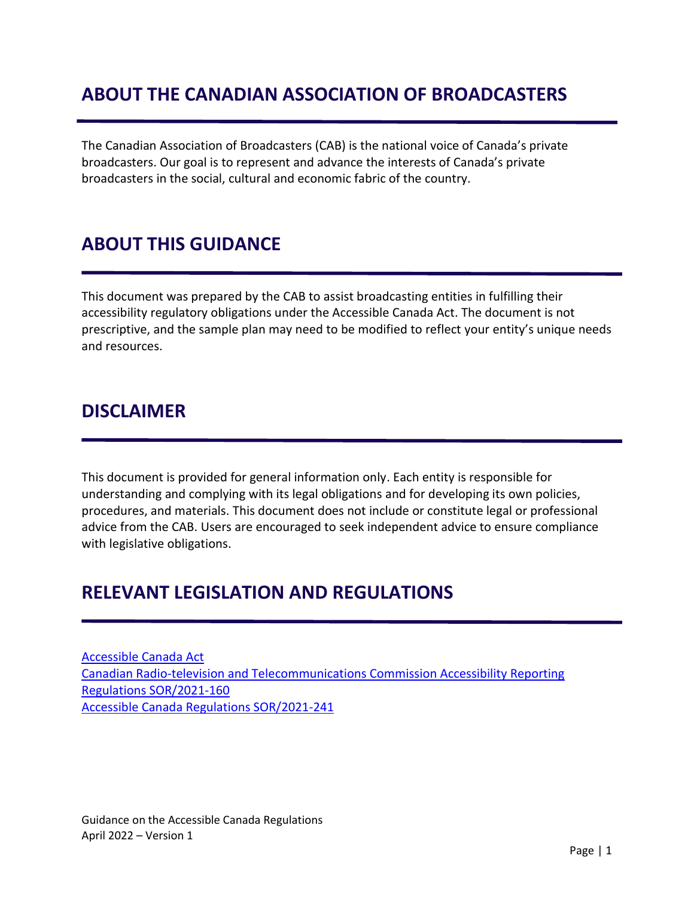## ABOUT THE CANADIAN ASSOCIATION OF BROADCASTERS

The Canadian Association of Broadcasters (CAB) is the national voice of Canada's private broadcasters. Our goal is to represent and advance the interests of Canada's private broadcasters in the social, cultural and economic fabric of the country.

## ABOUT THIS GUIDANCE

This document was prepared by the CAB to assist broadcasting entities in fulfilling their accessibility regulatory obligations under the Accessible Canada Act. The document is not prescriptive, and the sample plan may need to be modified to reflect your entity's unique needs and resources.

## DISCLAIMER

This document is provided for general information only. Each entity is responsible for understanding and complying with its legal obligations and for developing its own policies, procedures, and materials. This document does not include or constitute legal or professional advice from the CAB. Users are encouraged to seek independent advice to ensure compliance with legislative obligations.

## RELEVANT LEGISLATION AND REGULATIONS

Accessible Canada Act
Canadian Radio-television and Telecommunications Commission Accessibility Reporting Regulations SOR/2021-160
Accessible Canada Regulations SOR/2021-241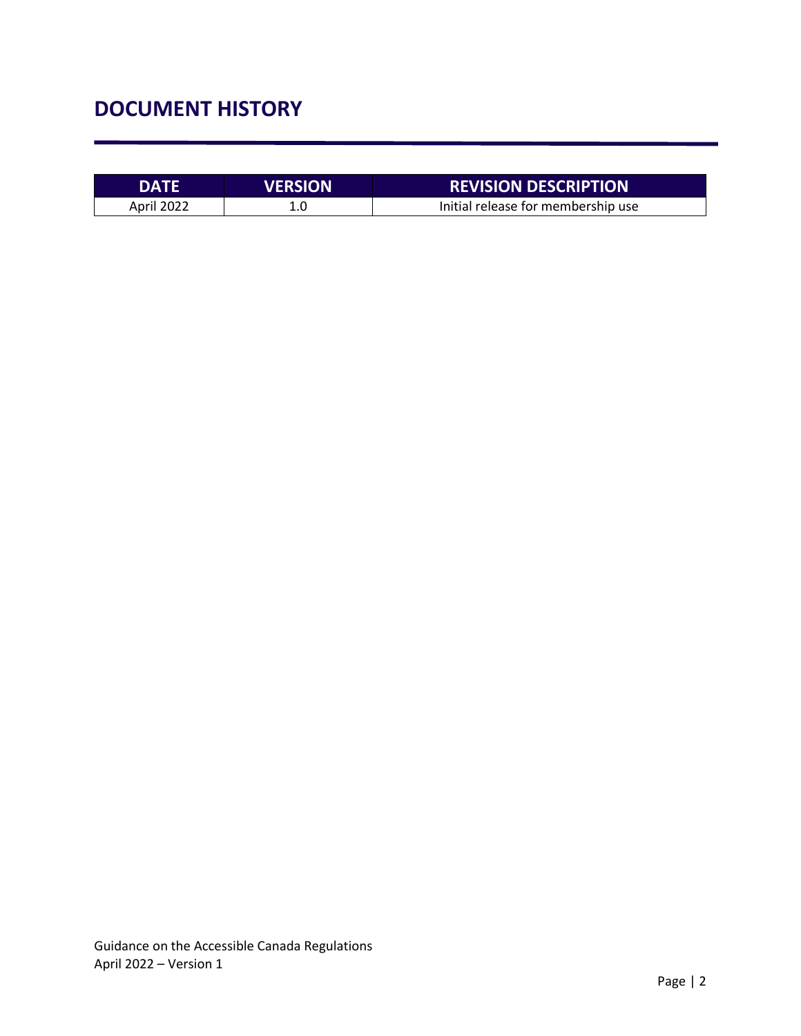# DOCUMENT HISTORY

| DATE | VERSION | REVISION DESCRIPTION |
| --- | --- | --- |
| April 2022 | 1.0 | Initial release for membership use |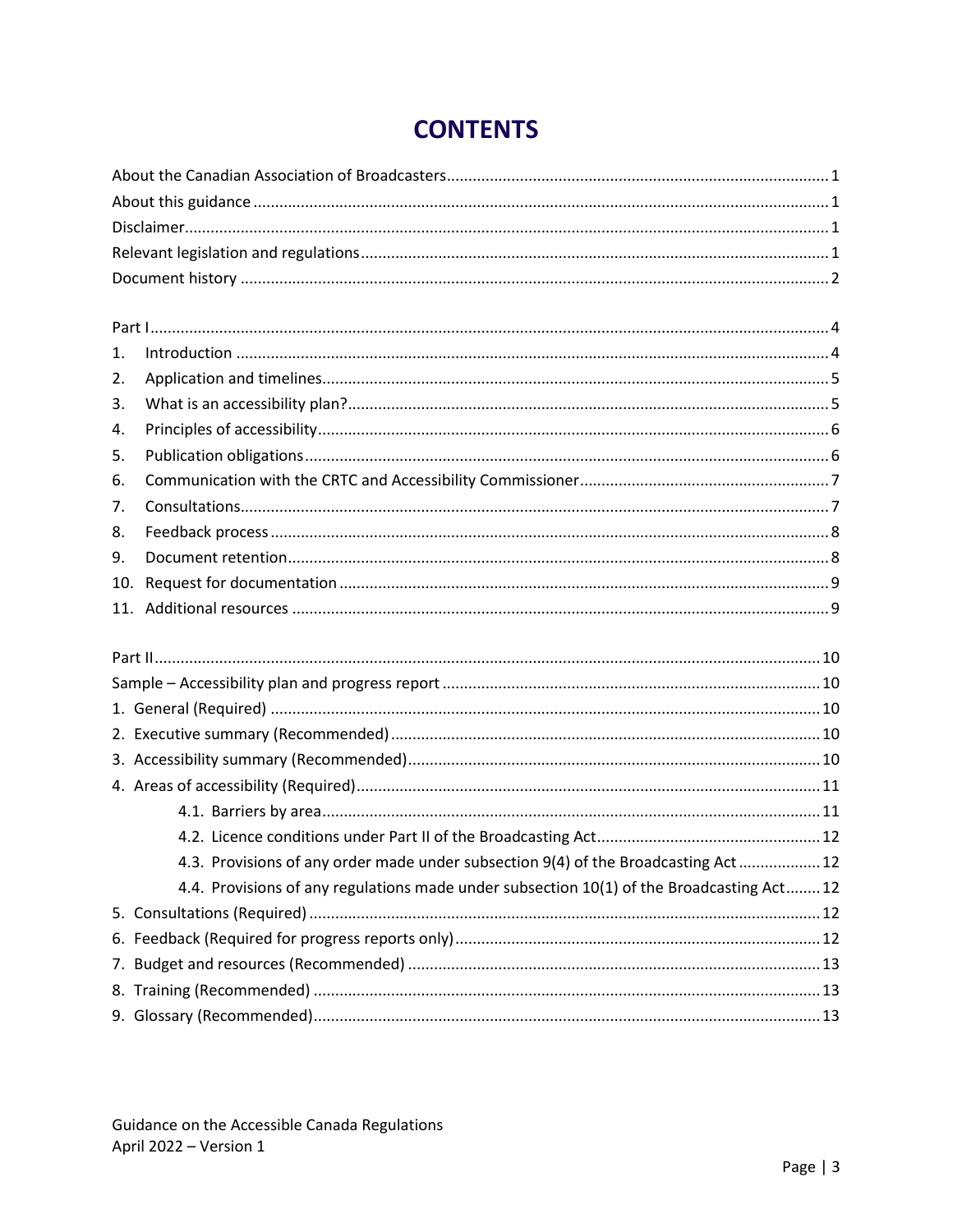# CONTENTS

About the Canadian Association of Broadcasters........................................................................................1
About this guidance.....................................................................................................................................1
Disclaimer.....................................................................................................................................................1
Relevant legislation and regulations...........................................................................................................1
Document history.........................................................................................................................................2

Part I..............................................................................................................................................................4

1. Introduction.............................................................................................................................................4
2. Application and timelines........................................................................................................................5
3. What is an accessibility plan?..................................................................................................................5
4. Principles of accessibility.........................................................................................................................6
5. Publication obligations............................................................................................................................6
6. Communication with the CRTC and Accessibility Commissioner.............................................................7
7. Consultations...........................................................................................................................................7
8. Feedback process.....................................................................................................................................8
9. Document retention.................................................................................................................................8
10. Request for documentation....................................................................................................................9
11. Additional resources................................................................................................................................9

Part II...........................................................................................................................................................10

Sample – Accessibility plan and progress report........................................................................................10

1. General (Required)..................................................................................................................................10
2. Executive summary (Recommended)......................................................................................................10
3. Accessibility summary (Recommended)..................................................................................................10
4. Areas of accessibility (Required)..............................................................................................................11
    - 4.1. Barriers by area...............................................................................................................................11
    - 4.2. Licence conditions under Part II of the Broadcasting Act...............................................................12
    - 4.3. Provisions of any order made under subsection 9(4) of the Broadcasting Act...............................12
    - 4.4. Provisions of any regulations made under subsection 10(1) of the Broadcasting Act.....................12
5. Consultations (Required).........................................................................................................................12
6. Feedback (Required for progress reports only).......................................................................................12
7. Budget and resources (Recommended)...................................................................................................13
8. Training (Recommended).........................................................................................................................13
9. Glossary (Recommended)........................................................................................................................13

Guidance on the Accessible Canada Regulations
April 2022 – Version 1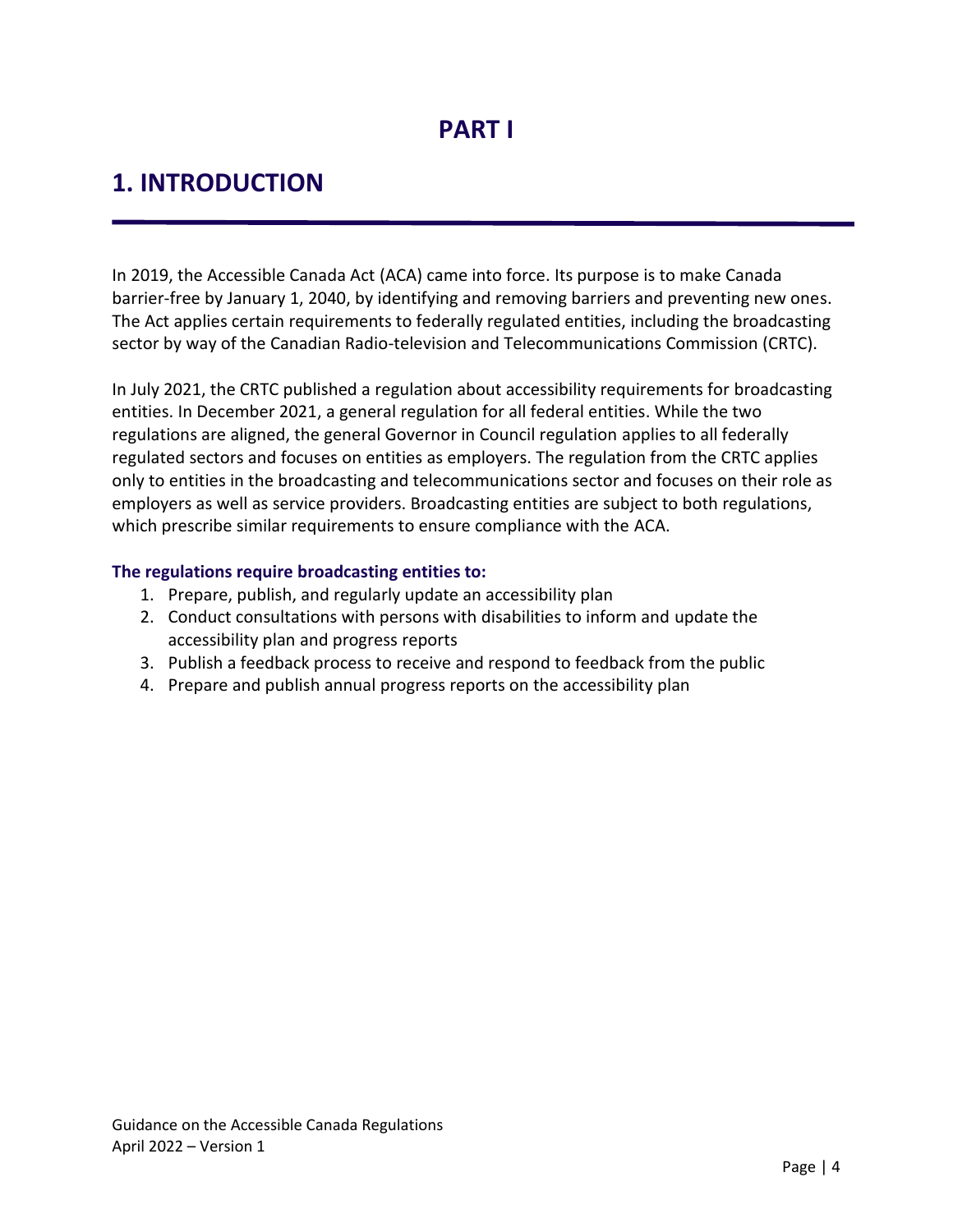# PART I

## 1. INTRODUCTION

In 2019, the Accessible Canada Act (ACA) came into force. Its purpose is to make Canada barrier-free by January 1, 2040, by identifying and removing barriers and preventing new ones. The Act applies certain requirements to federally regulated entities, including the broadcasting sector by way of the Canadian Radio-television and Telecommunications Commission (CRTC).

In July 2021, the CRTC published a regulation about accessibility requirements for broadcasting entities. In December 2021, a general regulation for all federal entities. While the two regulations are aligned, the general Governor in Council regulation applies to all federally regulated sectors and focuses on entities as employers. The regulation from the CRTC applies only to entities in the broadcasting and telecommunications sector and focuses on their role as employers as well as service providers. Broadcasting entities are subject to both regulations, which prescribe similar requirements to ensure compliance with the ACA.

**The regulations require broadcasting entities to:**

1. Prepare, publish, and regularly update an accessibility plan
2. Conduct consultations with persons with disabilities to inform and update the accessibility plan and progress reports
3. Publish a feedback process to receive and respond to feedback from the public
4. Prepare and publish annual progress reports on the accessibility plan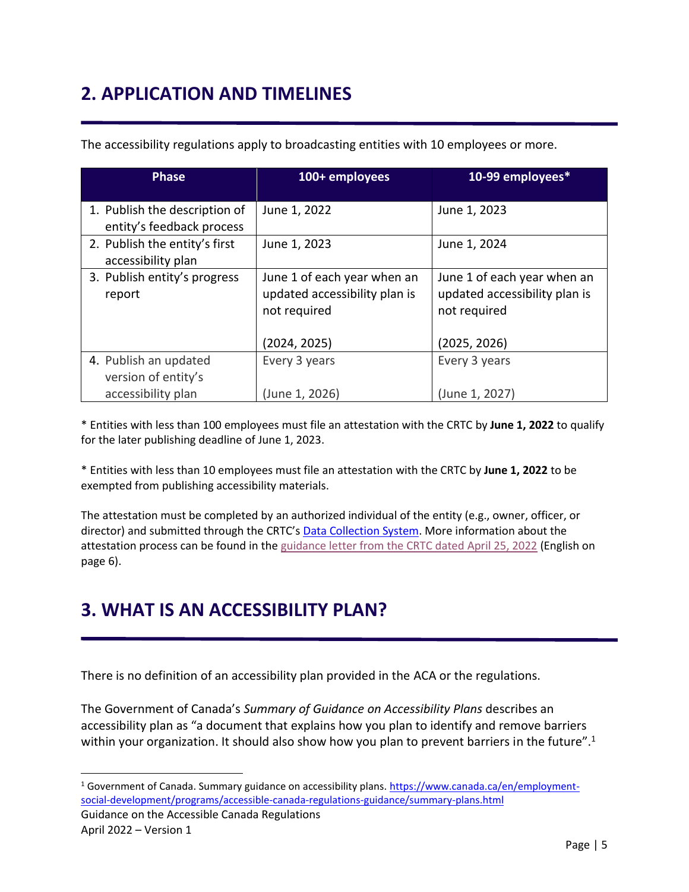## 2. APPLICATION AND TIMELINES

The accessibility regulations apply to broadcasting entities with 10 employees or more.

| Phase | 100+ employees | 10-99 employees* |
|---|---|---|
| 1. Publish the description of entity's feedback process | June 1, 2022 | June 1, 2023 |
| 2. Publish the entity's first accessibility plan | June 1, 2023 | June 1, 2024 |
| 3. Publish entity's progress report | June 1 of each year when an updated accessibility plan is not required<br><br>(2024, 2025) | June 1 of each year when an updated accessibility plan is not required<br><br>(2025, 2026) |
| 4. Publish an updated version of entity's accessibility plan | Every 3 years<br><br>(June 1, 2026) | Every 3 years<br><br>(June 1, 2027) |

* Entities with less than 100 employees must file an attestation with the CRTC by **June 1, 2022** to qualify for the later publishing deadline of June 1, 2023.

* Entities with less than 10 employees must file an attestation with the CRTC by **June 1, 2022** to be exempted from publishing accessibility materials.

The attestation must be completed by an authorized individual of the entity (e.g., owner, officer, or director) and submitted through the CRTC's Data Collection System. More information about the attestation process can be found in the guidance letter from the CRTC dated April 25, 2022 (English on page 6).

## 3. WHAT IS AN ACCESSIBILITY PLAN?

There is no definition of an accessibility plan provided in the ACA or the regulations.

The Government of Canada's *Summary of Guidance on Accessibility Plans* describes an accessibility plan as "a document that explains how you plan to identify and remove barriers within your organization. It should also show how you plan to prevent barriers in the future".[1]

[1] Government of Canada. Summary guidance on accessibility plans. https://www.canada.ca/en/employment-social-development/programs/accessible-canada-regulations-guidance/summary-plans.html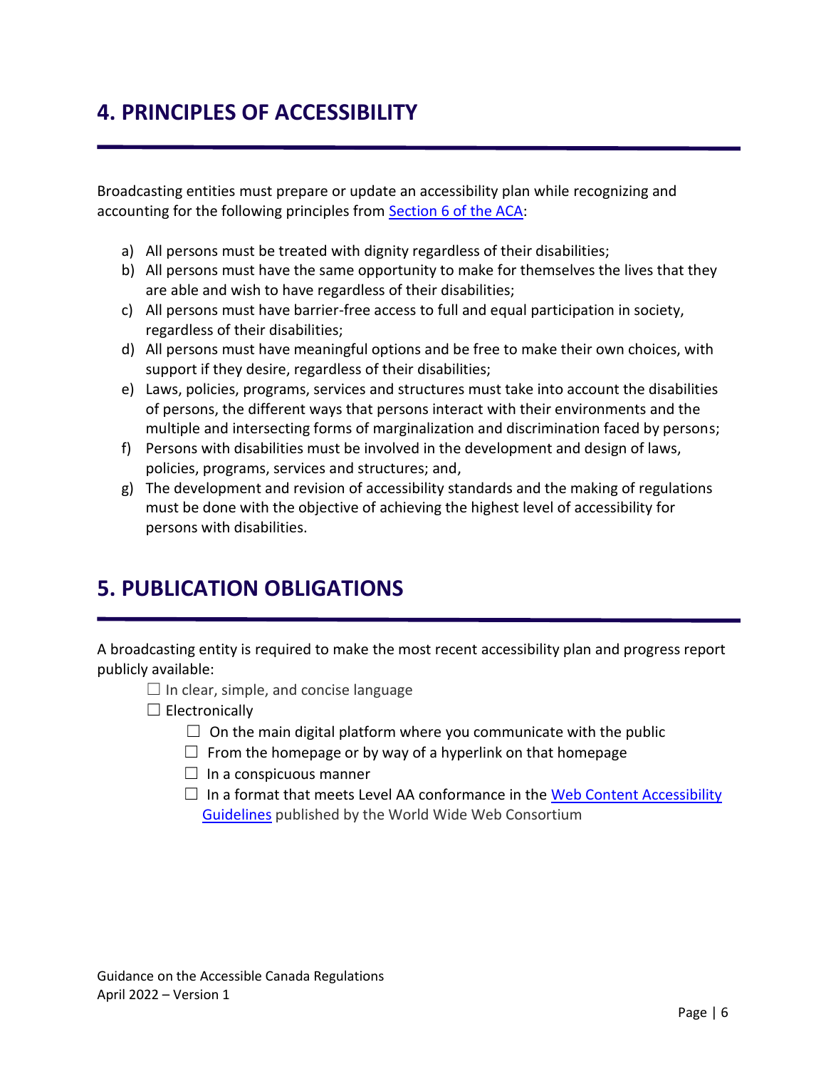## 4. PRINCIPLES OF ACCESSIBILITY

Broadcasting entities must prepare or update an accessibility plan while recognizing and accounting for the following principles from [Section 6 of the ACA](#):

a) All persons must be treated with dignity regardless of their disabilities;
b) All persons must have the same opportunity to make for themselves the lives that they are able and wish to have regardless of their disabilities;
c) All persons must have barrier-free access to full and equal participation in society, regardless of their disabilities;
d) All persons must have meaningful options and be free to make their own choices, with support if they desire, regardless of their disabilities;
e) Laws, policies, programs, services and structures must take into account the disabilities of persons, the different ways that persons interact with their environments and the multiple and intersecting forms of marginalization and discrimination faced by persons;
f) Persons with disabilities must be involved in the development and design of laws, policies, programs, services and structures; and,
g) The development and revision of accessibility standards and the making of regulations must be done with the objective of achieving the highest level of accessibility for persons with disabilities.

## 5. PUBLICATION OBLIGATIONS

A broadcasting entity is required to make the most recent accessibility plan and progress report publicly available:

- ☐ In clear, simple, and concise language
- ☐ Electronically
  - ☐ On the main digital platform where you communicate with the public
  - ☐ From the homepage or by way of a hyperlink on that homepage
  - ☐ In a conspicuous manner
  - ☐ In a format that meets Level AA conformance in the [Web Content Accessibility Guidelines](#) published by the World Wide Web Consortium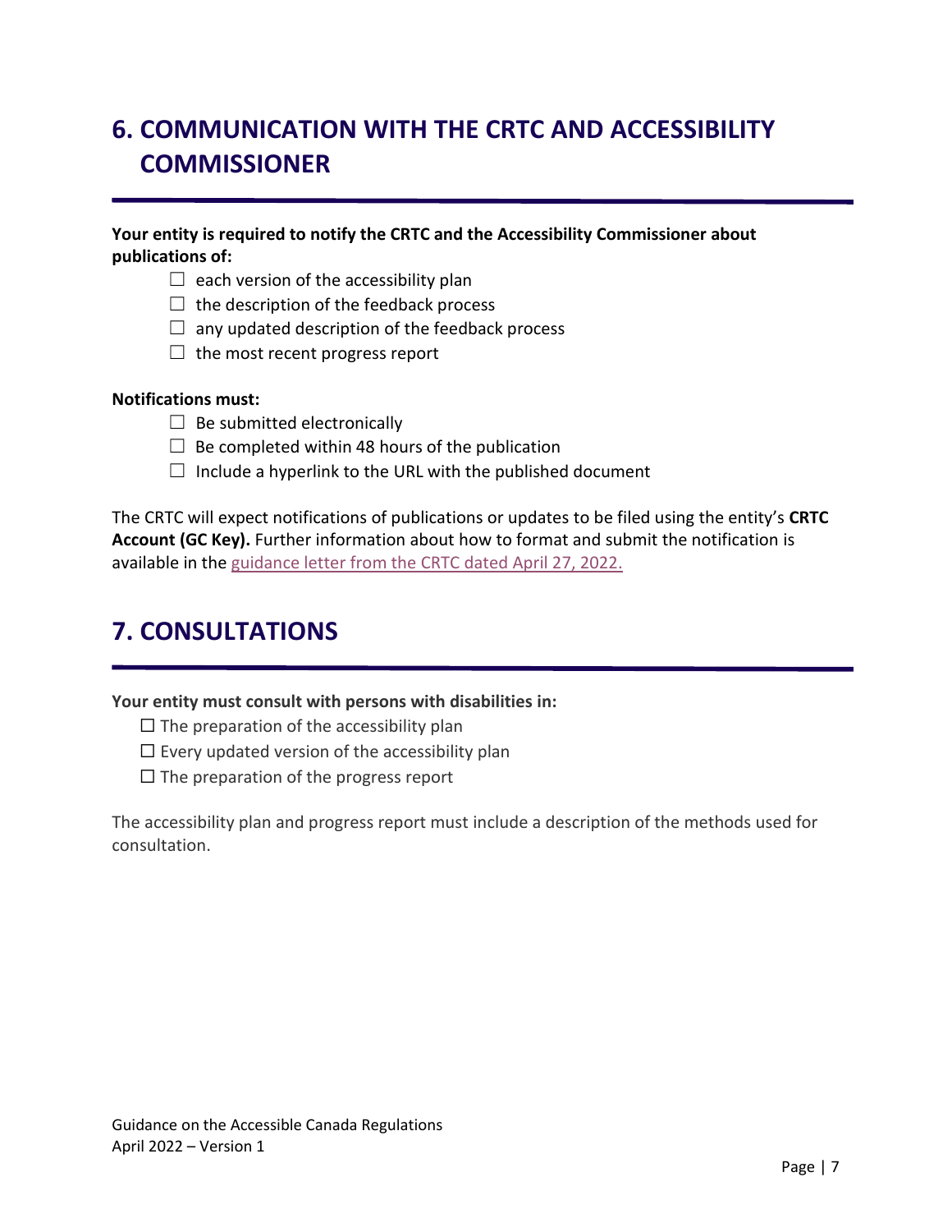## 6. COMMUNICATION WITH THE CRTC AND ACCESSIBILITY COMMISSIONER

**Your entity is required to notify the CRTC and the Accessibility Commissioner about publications of:**

- ☐ each version of the accessibility plan
- ☐ the description of the feedback process
- ☐ any updated description of the feedback process
- ☐ the most recent progress report

**Notifications must:**

- ☐ Be submitted electronically
- ☐ Be completed within 48 hours of the publication
- ☐ Include a hyperlink to the URL with the published document

The CRTC will expect notifications of publications or updates to be filed using the entity's **CRTC Account (GC Key).** Further information about how to format and submit the notification is available in the guidance letter from the CRTC dated April 27, 2022.

## 7. CONSULTATIONS

**Your entity must consult with persons with disabilities in:**

- ☐ The preparation of the accessibility plan
- ☐ Every updated version of the accessibility plan
- ☐ The preparation of the progress report

The accessibility plan and progress report must include a description of the methods used for consultation.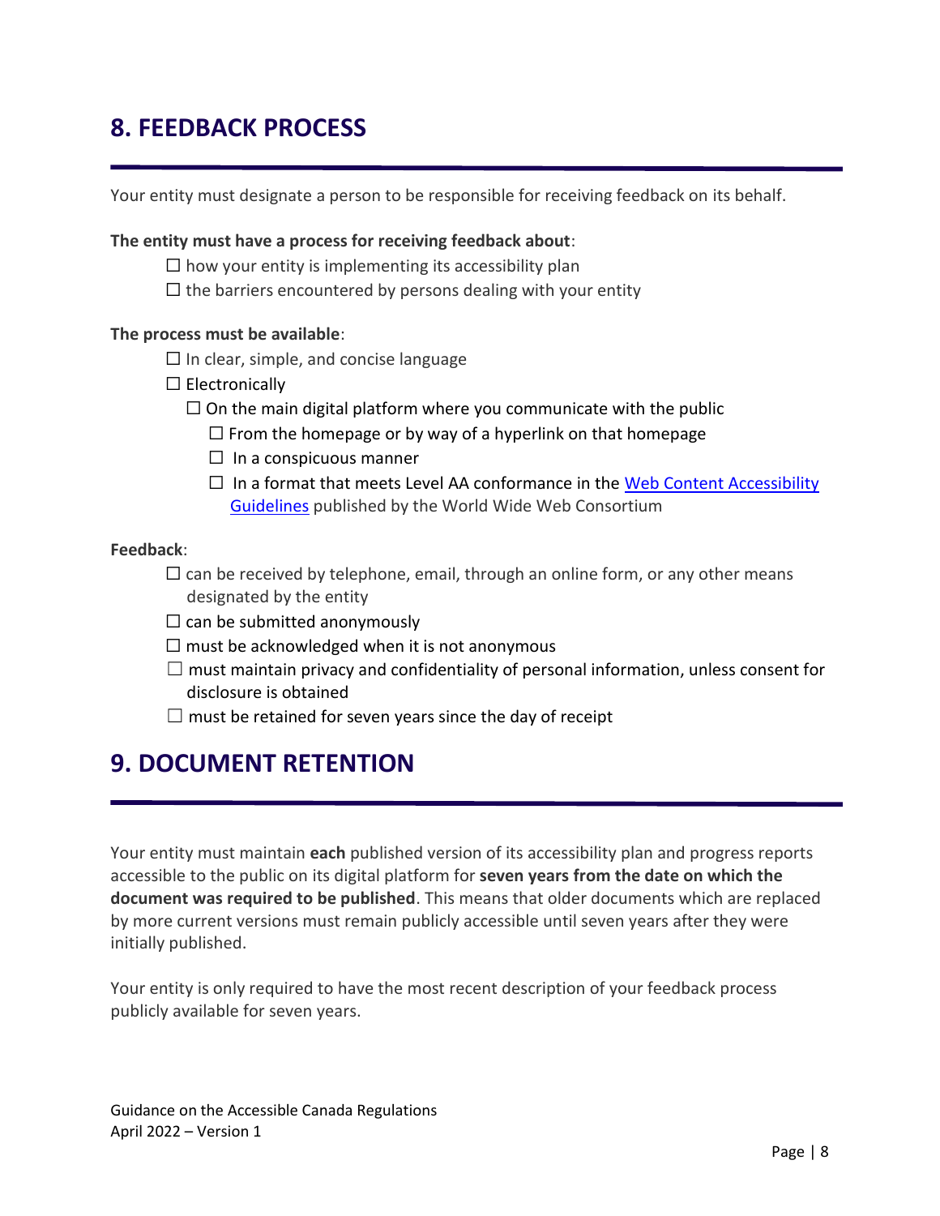## 8. FEEDBACK PROCESS

Your entity must designate a person to be responsible for receiving feedback on its behalf.

**The entity must have a process for receiving feedback about**:

- ☐ how your entity is implementing its accessibility plan
- ☐ the barriers encountered by persons dealing with your entity

**The process must be available**:

- ☐ In clear, simple, and concise language
- ☐ Electronically
  - ☐ On the main digital platform where you communicate with the public
    - ☐ From the homepage or by way of a hyperlink on that homepage
    - ☐ In a conspicuous manner
    - ☐ In a format that meets Level AA conformance in the [Web Content Accessibility Guidelines]() published by the World Wide Web Consortium

**Feedback**:

- ☐ can be received by telephone, email, through an online form, or any other means designated by the entity
- ☐ can be submitted anonymously
- ☐ must be acknowledged when it is not anonymous
- ☐ must maintain privacy and confidentiality of personal information, unless consent for disclosure is obtained
- ☐ must be retained for seven years since the day of receipt

## 9. DOCUMENT RETENTION

Your entity must maintain **each** published version of its accessibility plan and progress reports accessible to the public on its digital platform for **seven years from the date on which the document was required to be published**. This means that older documents which are replaced by more current versions must remain publicly accessible until seven years after they were initially published.

Your entity is only required to have the most recent description of your feedback process publicly available for seven years.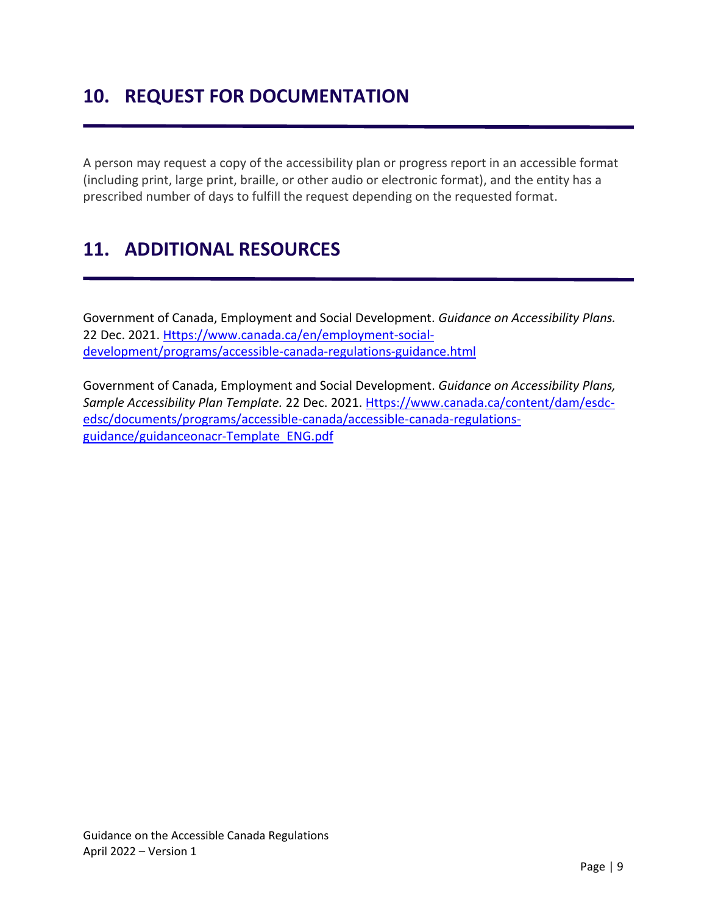## 10. REQUEST FOR DOCUMENTATION

A person may request a copy of the accessibility plan or progress report in an accessible format (including print, large print, braille, or other audio or electronic format), and the entity has a prescribed number of days to fulfill the request depending on the requested format.

## 11. ADDITIONAL RESOURCES

Government of Canada, Employment and Social Development. *Guidance on Accessibility Plans.* 22 Dec. 2021. [Https://www.canada.ca/en/employment-social-development/programs/accessible-canada-regulations-guidance.html](https://www.canada.ca/en/employment-social-development/programs/accessible-canada-regulations-guidance.html)

Government of Canada, Employment and Social Development. *Guidance on Accessibility Plans, Sample Accessibility Plan Template.* 22 Dec. 2021. [Https://www.canada.ca/content/dam/esdc-edsc/documents/programs/accessible-canada/accessible-canada-regulations-guidance/guidanceonacr-Template_ENG.pdf](https://www.canada.ca/content/dam/esdc-edsc/documents/programs/accessible-canada/accessible-canada-regulations-guidance/guidanceonacr-Template_ENG.pdf)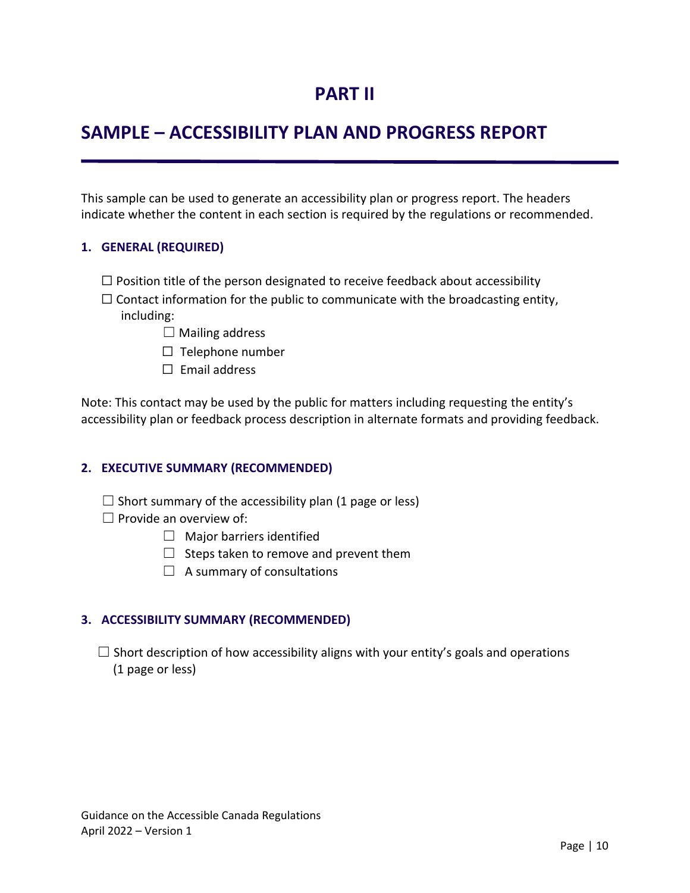# PART II

## SAMPLE – ACCESSIBILITY PLAN AND PROGRESS REPORT

This sample can be used to generate an accessibility plan or progress report. The headers indicate whether the content in each section is required by the regulations or recommended.

### 1. GENERAL (REQUIRED)

- ☐ Position title of the person designated to receive feedback about accessibility
- ☐ Contact information for the public to communicate with the broadcasting entity, including:
  - ☐ Mailing address
  - ☐ Telephone number
  - ☐ Email address

Note: This contact may be used by the public for matters including requesting the entity's accessibility plan or feedback process description in alternate formats and providing feedback.

### 2. EXECUTIVE SUMMARY (RECOMMENDED)

- ☐ Short summary of the accessibility plan (1 page or less)
- ☐ Provide an overview of:
  - ☐ Major barriers identified
  - ☐ Steps taken to remove and prevent them
  - ☐ A summary of consultations

### 3. ACCESSIBILITY SUMMARY (RECOMMENDED)

- ☐ Short description of how accessibility aligns with your entity's goals and operations (1 page or less)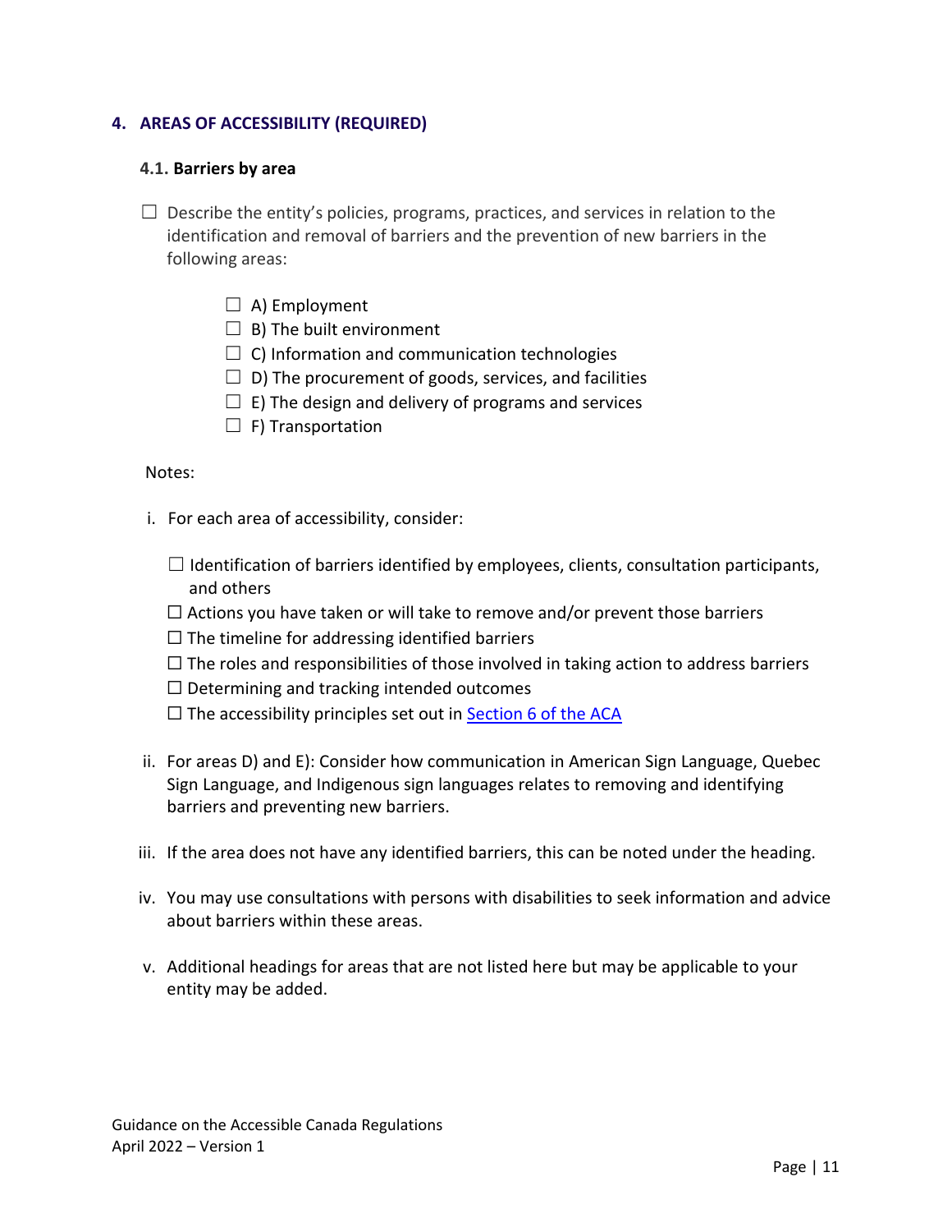## 4. AREAS OF ACCESSIBILITY (REQUIRED)

### 4.1. Barriers by area

☐ Describe the entity's policies, programs, practices, and services in relation to the identification and removal of barriers and the prevention of new barriers in the following areas:

- ☐ A) Employment
- ☐ B) The built environment
- ☐ C) Information and communication technologies
- ☐ D) The procurement of goods, services, and facilities
- ☐ E) The design and delivery of programs and services
- ☐ F) Transportation

Notes:

i. For each area of accessibility, consider:

   - ☐ Identification of barriers identified by employees, clients, consultation participants, and others
   - ☐ Actions you have taken or will take to remove and/or prevent those barriers
   - ☐ The timeline for addressing identified barriers
   - ☐ The roles and responsibilities of those involved in taking action to address barriers
   - ☐ Determining and tracking intended outcomes
   - ☐ The accessibility principles set out in [Section 6 of the ACA]

ii. For areas D) and E): Consider how communication in American Sign Language, Quebec Sign Language, and Indigenous sign languages relates to removing and identifying barriers and preventing new barriers.

iii. If the area does not have any identified barriers, this can be noted under the heading.

iv. You may use consultations with persons with disabilities to seek information and advice about barriers within these areas.

v. Additional headings for areas that are not listed here but may be applicable to your entity may be added.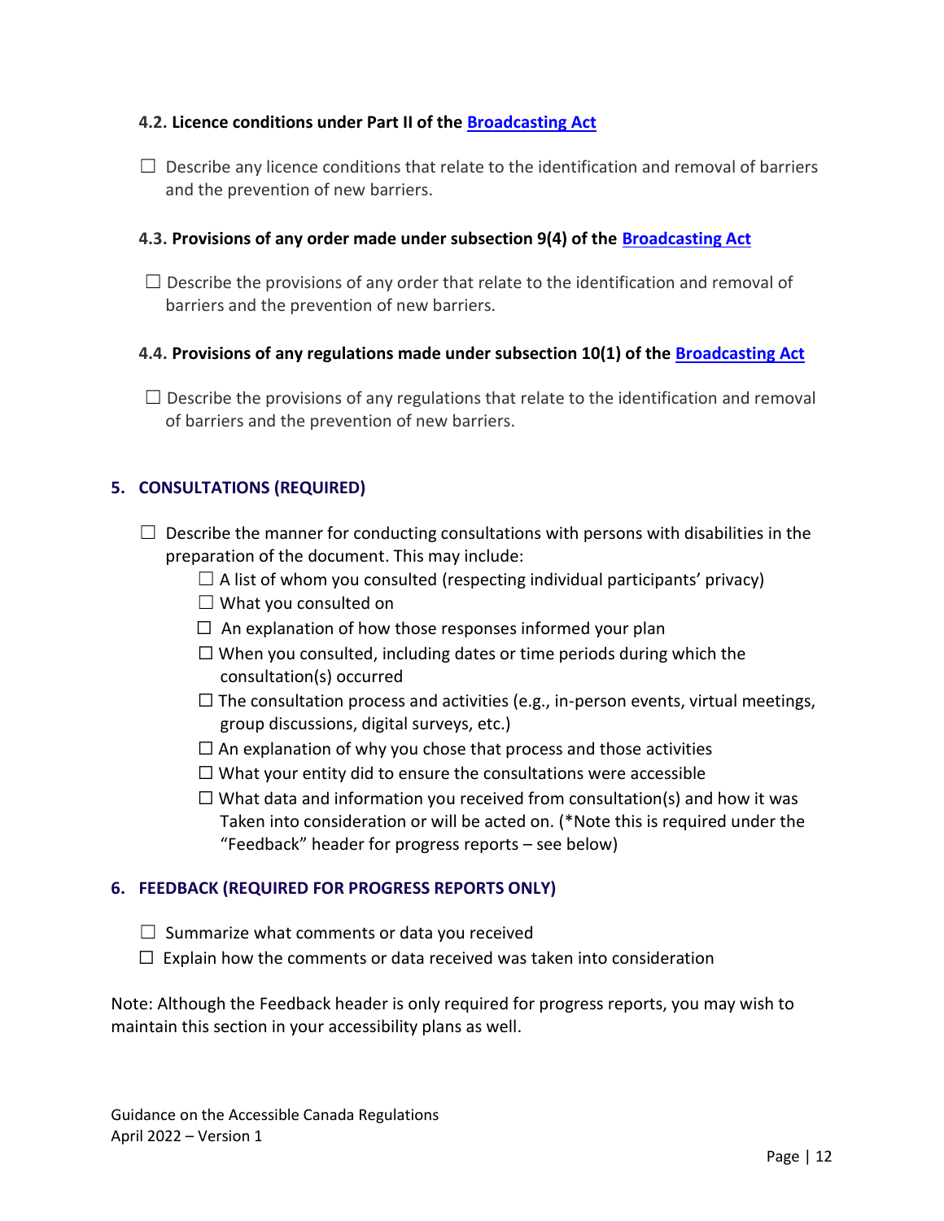#### 4.2. Licence conditions under Part II of the [Broadcasting Act]

☐ Describe any licence conditions that relate to the identification and removal of barriers and the prevention of new barriers.

#### 4.3. Provisions of any order made under subsection 9(4) of the [Broadcasting Act]

☐ Describe the provisions of any order that relate to the identification and removal of barriers and the prevention of new barriers.

#### 4.4. Provisions of any regulations made under subsection 10(1) of the [Broadcasting Act]

☐ Describe the provisions of any regulations that relate to the identification and removal of barriers and the prevention of new barriers.

### 5. CONSULTATIONS (REQUIRED)

☐ Describe the manner for conducting consultations with persons with disabilities in the preparation of the document. This may include:

- ☐ A list of whom you consulted (respecting individual participants' privacy)
- ☐ What you consulted on
- ☐ An explanation of how those responses informed your plan
- ☐ When you consulted, including dates or time periods during which the consultation(s) occurred
- ☐ The consultation process and activities (e.g., in-person events, virtual meetings, group discussions, digital surveys, etc.)
- ☐ An explanation of why you chose that process and those activities
- ☐ What your entity did to ensure the consultations were accessible
- ☐ What data and information you received from consultation(s) and how it was Taken into consideration or will be acted on. (*Note this is required under the "Feedback" header for progress reports – see below)

### 6. FEEDBACK (REQUIRED FOR PROGRESS REPORTS ONLY)

☐ Summarize what comments or data you received

☐ Explain how the comments or data received was taken into consideration

Note: Although the Feedback header is only required for progress reports, you may wish to maintain this section in your accessibility plans as well.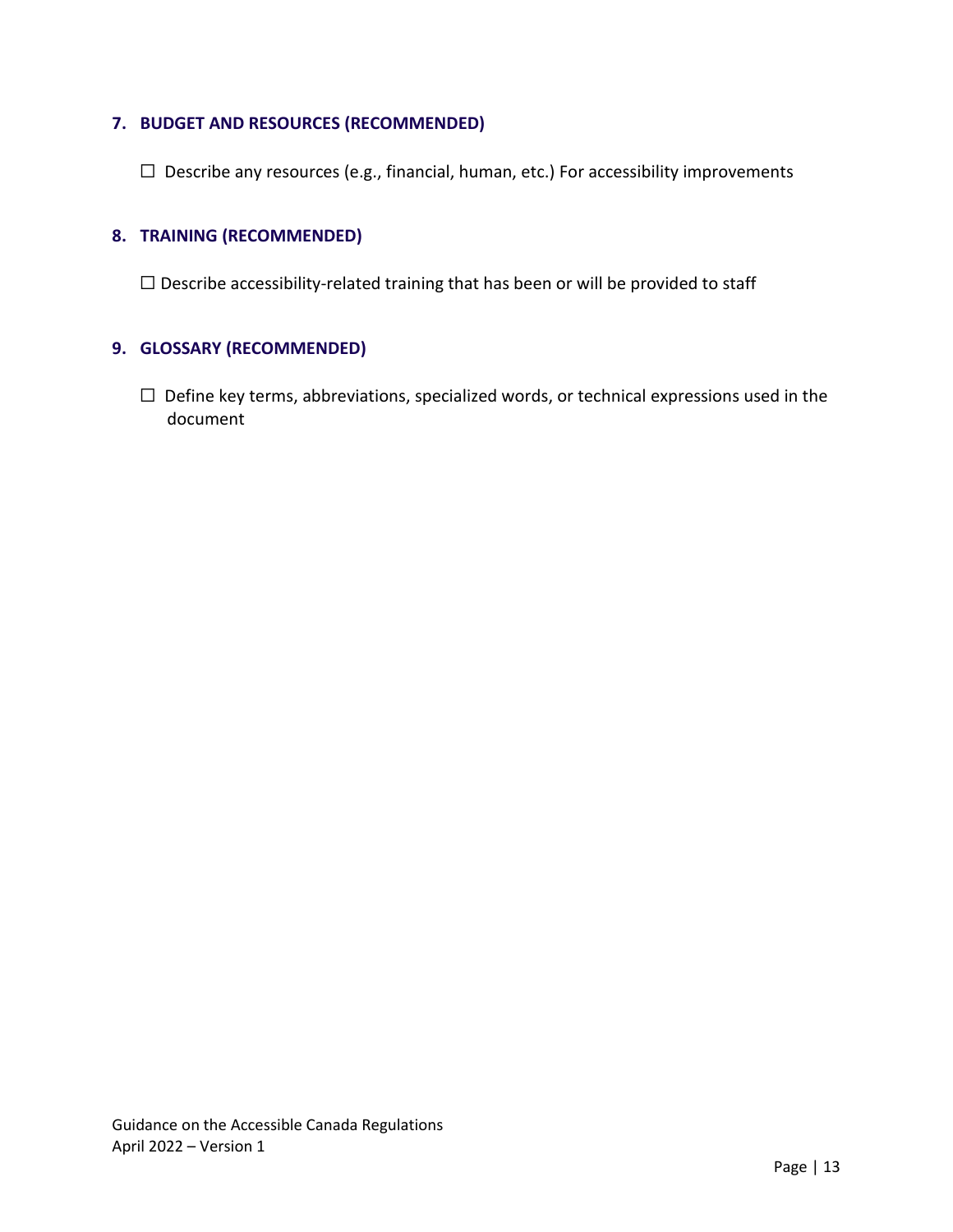### 7. BUDGET AND RESOURCES (RECOMMENDED)

☐ Describe any resources (e.g., financial, human, etc.) For accessibility improvements

### 8. TRAINING (RECOMMENDED)

☐ Describe accessibility-related training that has been or will be provided to staff

### 9. GLOSSARY (RECOMMENDED)

☐ Define key terms, abbreviations, specialized words, or technical expressions used in the document